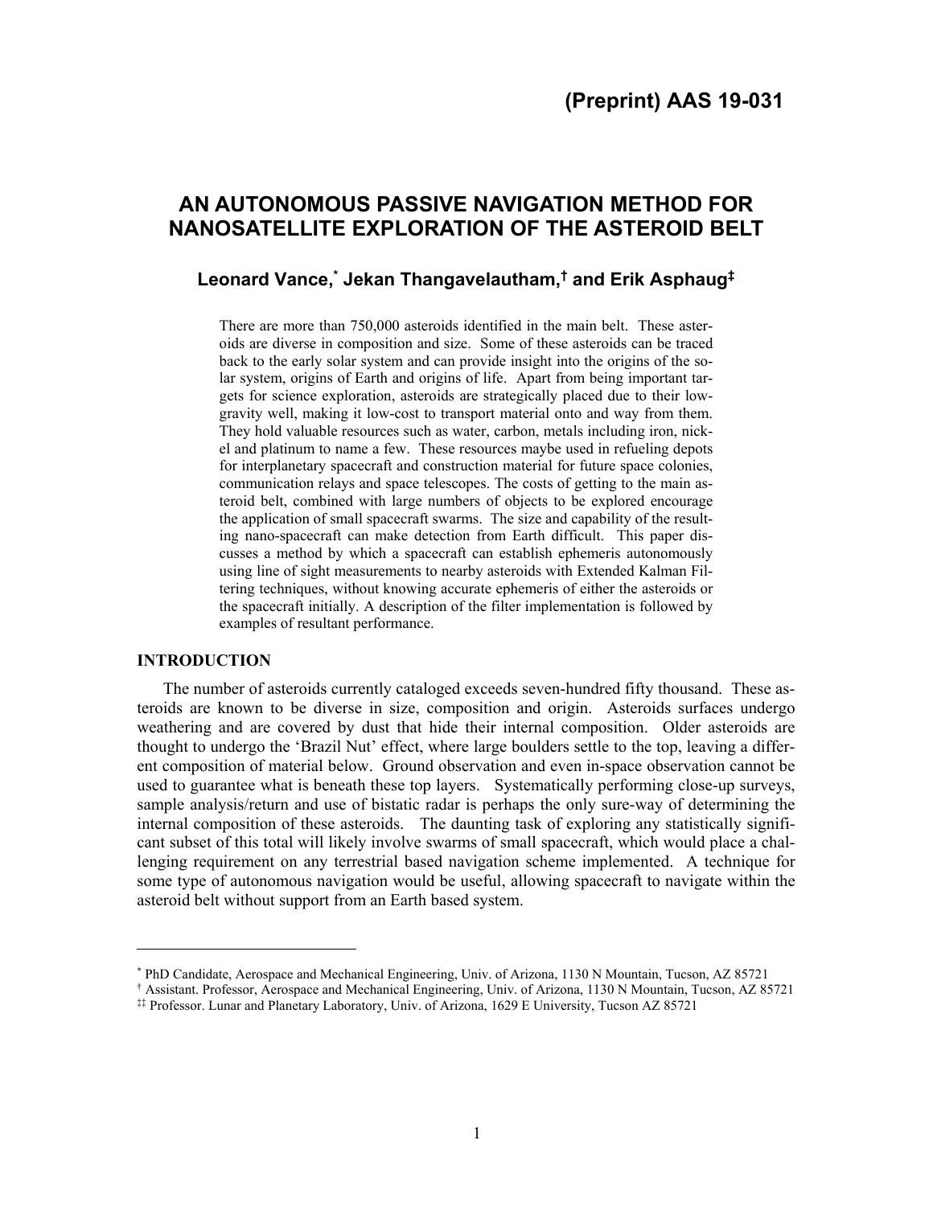**(Preprint) AAS 19-031**

# AN AUTONOMOUS PASSIVE NAVIGATION METHOD FOR NANOSATELLITE EXPLORATION OF THE ASTEROID BELT

**Leonard Vance,[*] Jekan Thangavelautham,[†] and Erik Asphaug[‡]**

There are more than 750,000 asteroids identified in the main belt. These asteroids are diverse in composition and size. Some of these asteroids can be traced back to the early solar system and can provide insight into the origins of the solar system, origins of Earth and origins of life. Apart from being important targets for science exploration, asteroids are strategically placed due to their low-gravity well, making it low-cost to transport material onto and way from them. They hold valuable resources such as water, carbon, metals including iron, nickel and platinum to name a few. These resources maybe used in refueling depots for interplanetary spacecraft and construction material for future space colonies, communication relays and space telescopes. The costs of getting to the main asteroid belt, combined with large numbers of objects to be explored encourage the application of small spacecraft swarms. The size and capability of the resulting nano-spacecraft can make detection from Earth difficult. This paper discusses a method by which a spacecraft can establish ephemeris autonomously using line of sight measurements to nearby asteroids with Extended Kalman Filtering techniques, without knowing accurate ephemeris of either the asteroids or the spacecraft initially. A description of the filter implementation is followed by examples of resultant performance.

## INTRODUCTION

The number of asteroids currently cataloged exceeds seven-hundred fifty thousand. These asteroids are known to be diverse in size, composition and origin. Asteroids surfaces undergo weathering and are covered by dust that hide their internal composition. Older asteroids are thought to undergo the 'Brazil Nut' effect, where large boulders settle to the top, leaving a different composition of material below. Ground observation and even in-space observation cannot be used to guarantee what is beneath these top layers. Systematically performing close-up surveys, sample analysis/return and use of bistatic radar is perhaps the only sure-way of determining the internal composition of these asteroids. The daunting task of exploring any statistically significant subset of this total will likely involve swarms of small spacecraft, which would place a challenging requirement on any terrestrial based navigation scheme implemented. A technique for some type of autonomous navigation would be useful, allowing spacecraft to navigate within the asteroid belt without support from an Earth based system.

---

[*] PhD Candidate, Aerospace and Mechanical Engineering, Univ. of Arizona, 1130 N Mountain, Tucson, AZ 85721

[†] Assistant. Professor, Aerospace and Mechanical Engineering, Univ. of Arizona, 1130 N Mountain, Tucson, AZ 85721

[‡‡] Professor. Lunar and Planetary Laboratory, Univ. of Arizona, 1629 E University, Tucson AZ 85721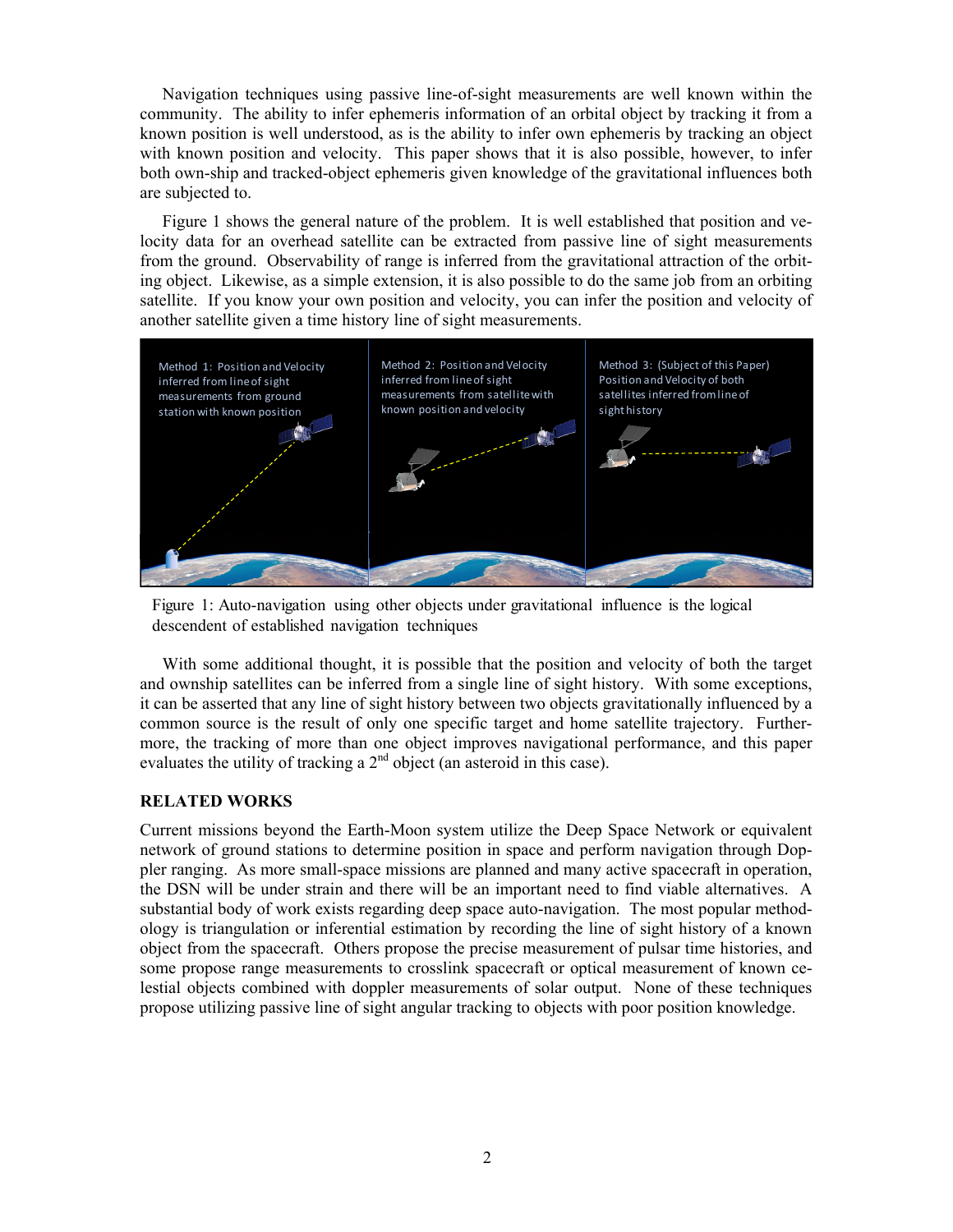Navigation techniques using passive line-of-sight measurements are well known within the community. The ability to infer ephemeris information of an orbital object by tracking it from a known position is well understood, as is the ability to infer own ephemeris by tracking an object with known position and velocity. This paper shows that it is also possible, however, to infer both own-ship and tracked-object ephemeris given knowledge of the gravitational influences both are subjected to.

Figure 1 shows the general nature of the problem. It is well established that position and velocity data for an overhead satellite can be extracted from passive line of sight measurements from the ground. Observability of range is inferred from the gravitational attraction of the orbiting object. Likewise, as a simple extension, it is also possible to do the same job from an orbiting satellite. If you know your own position and velocity, you can infer the position and velocity of another satellite given a time history line of sight measurements.

Figure 1: Auto-navigation using other objects under gravitational influence is the logical descendent of established navigation techniques

With some additional thought, it is possible that the position and velocity of both the target and ownship satellites can be inferred from a single line of sight history. With some exceptions, it can be asserted that any line of sight history between two objects gravitationally influenced by a common source is the result of only one specific target and home satellite trajectory. Furthermore, the tracking of more than one object improves navigational performance, and this paper evaluates the utility of tracking a 2nd object (an asteroid in this case).

## RELATED WORKS

Current missions beyond the Earth-Moon system utilize the Deep Space Network or equivalent network of ground stations to determine position in space and perform navigation through Doppler ranging. As more small-space missions are planned and many active spacecraft in operation, the DSN will be under strain and there will be an important need to find viable alternatives. A substantial body of work exists regarding deep space auto-navigation. The most popular methodology is triangulation or inferential estimation by recording the line of sight history of a known object from the spacecraft. Others propose the precise measurement of pulsar time histories, and some propose range measurements to crosslink spacecraft or optical measurement of known celestial objects combined with doppler measurements of solar output. None of these techniques propose utilizing passive line of sight angular tracking to objects with poor position knowledge.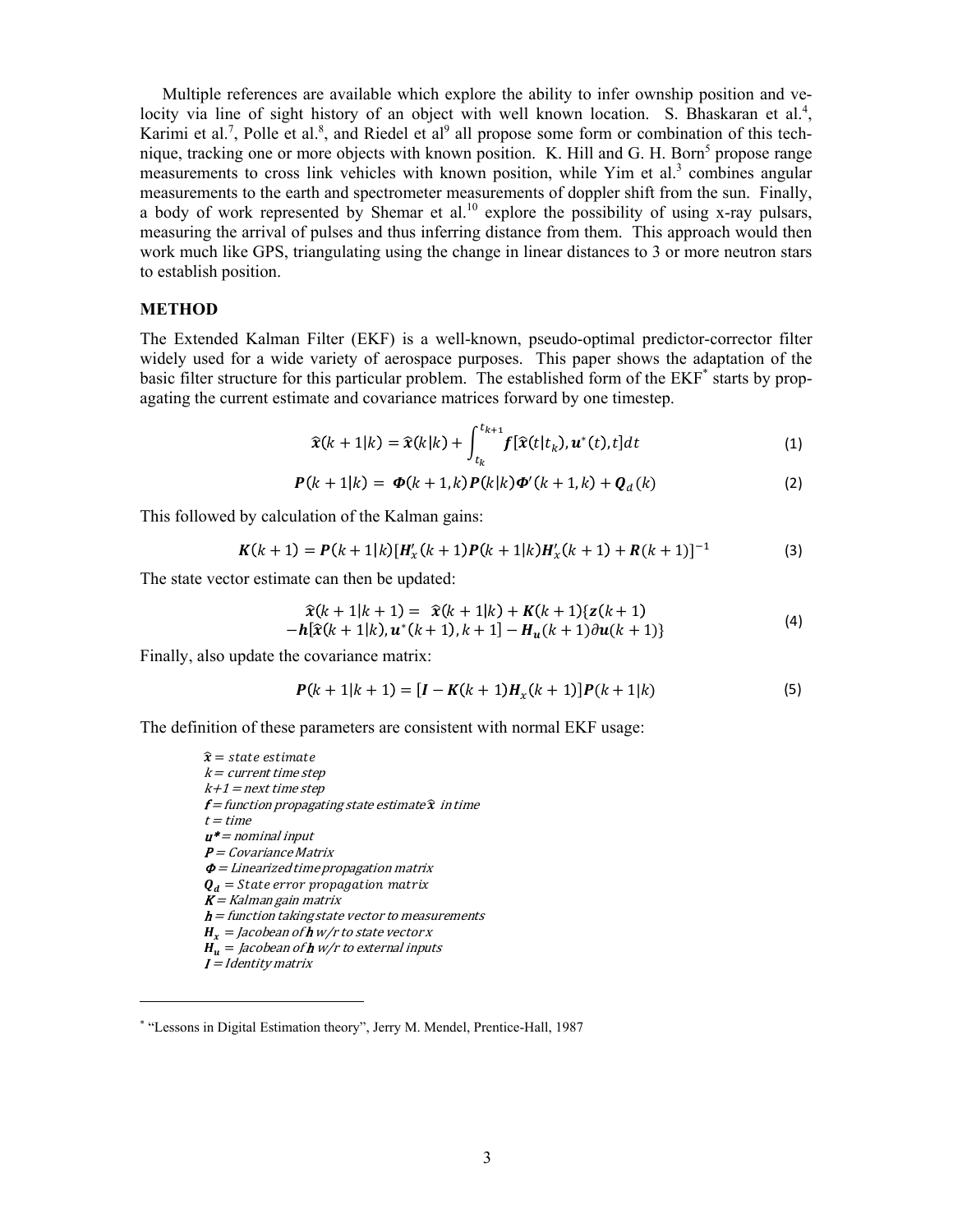Multiple references are available which explore the ability to infer ownship position and velocity via line of sight history of an object with well known location. S. Bhaskaran et al.[4], Karimi et al.[7], Polle et al.[8], and Riedel et al[9] all propose some form or combination of this technique, tracking one or more objects with known position. K. Hill and G. H. Born[5] propose range measurements to cross link vehicles with known position, while Yim et al.[3] combines angular measurements to the earth and spectrometer measurements of doppler shift from the sun. Finally, a body of work represented by Shemar et al.[10] explore the possibility of using x-ray pulsars, measuring the arrival of pulses and thus inferring distance from them. This approach would then work much like GPS, triangulating using the change in linear distances to 3 or more neutron stars to establish position.

## METHOD

The Extended Kalman Filter (EKF) is a well-known, pseudo-optimal predictor-corrector filter widely used for a wide variety of aerospace purposes. This paper shows the adaptation of the basic filter structure for this particular problem. The established form of the EKF[*] starts by propagating the current estimate and covariance matrices forward by one timestep.

$$\hat{\boldsymbol{x}}(k+1|k) = \hat{\boldsymbol{x}}(k|k) + \int_{t_k}^{t_{k+1}} \boldsymbol{f}[\hat{\boldsymbol{x}}(t|t_k), \boldsymbol{u}^*(t), t]dt \tag{1}$$

$$\boldsymbol{P}(k+1|k) = \boldsymbol{\Phi}(k+1,k)\boldsymbol{P}(k|k)\boldsymbol{\Phi}'(k+1,k) + \boldsymbol{Q}_d(k) \tag{2}$$

This followed by calculation of the Kalman gains:

$$\boldsymbol{K}(k+1) = \boldsymbol{P}(k+1|k)[\boldsymbol{H}_x'(k+1)\boldsymbol{P}(k+1|k)\boldsymbol{H}_x'(k+1) + \boldsymbol{R}(k+1)]^{-1} \tag{3}$$

The state vector estimate can then be updated:

$$\begin{aligned} \hat{\boldsymbol{x}}(k+1|k+1) = \; & \hat{\boldsymbol{x}}(k+1|k) + \boldsymbol{K}(k+1)\{\boldsymbol{z}(k+1) \\ & -\boldsymbol{h}[\hat{\boldsymbol{x}}(k+1|k), \boldsymbol{u}^*(k+1), k+1] - \boldsymbol{H}_{\boldsymbol{u}}(k+1)\partial\boldsymbol{u}(k+1)\} \end{aligned} \tag{4}$$

Finally, also update the covariance matrix:

$$\boldsymbol{P}(k+1|k+1) = [\boldsymbol{I} - \boldsymbol{K}(k+1)\boldsymbol{H}_x(k+1)]\boldsymbol{P}(k+1|k) \tag{5}$$

The definition of these parameters are consistent with normal EKF usage:

- $\hat{\boldsymbol{x}}$ = *state estimate*
- $k$ = *current time step*
- $k+1$ = *next time step*
- $\boldsymbol{f}$ = *function propagating state estimate* $\hat{\boldsymbol{x}}$ *in time*
- $t$ = *time*
- $\boldsymbol{u^*}$ = *nominal input*
- $\boldsymbol{P}$ = *Covariance Matrix*
- $\boldsymbol{\Phi}$ = *Linearized time propagation matrix*
- $\boldsymbol{Q_d}$ = *State error propagation matrix*
- $\boldsymbol{K}$ = *Kalman gain matrix*
- $\boldsymbol{h}$ = *function taking state vector to measurements*
- $\boldsymbol{H_x}$ = *Jacobean of* $\boldsymbol{h}$ *w/r to state vector x*
- $\boldsymbol{H_u}$ = *Jacobean of* $\boldsymbol{h}$ *w/r to external inputs*
- $\boldsymbol{I}$ = *Identity matrix*

---

[*] "Lessons in Digital Estimation theory", Jerry M. Mendel, Prentice-Hall, 1987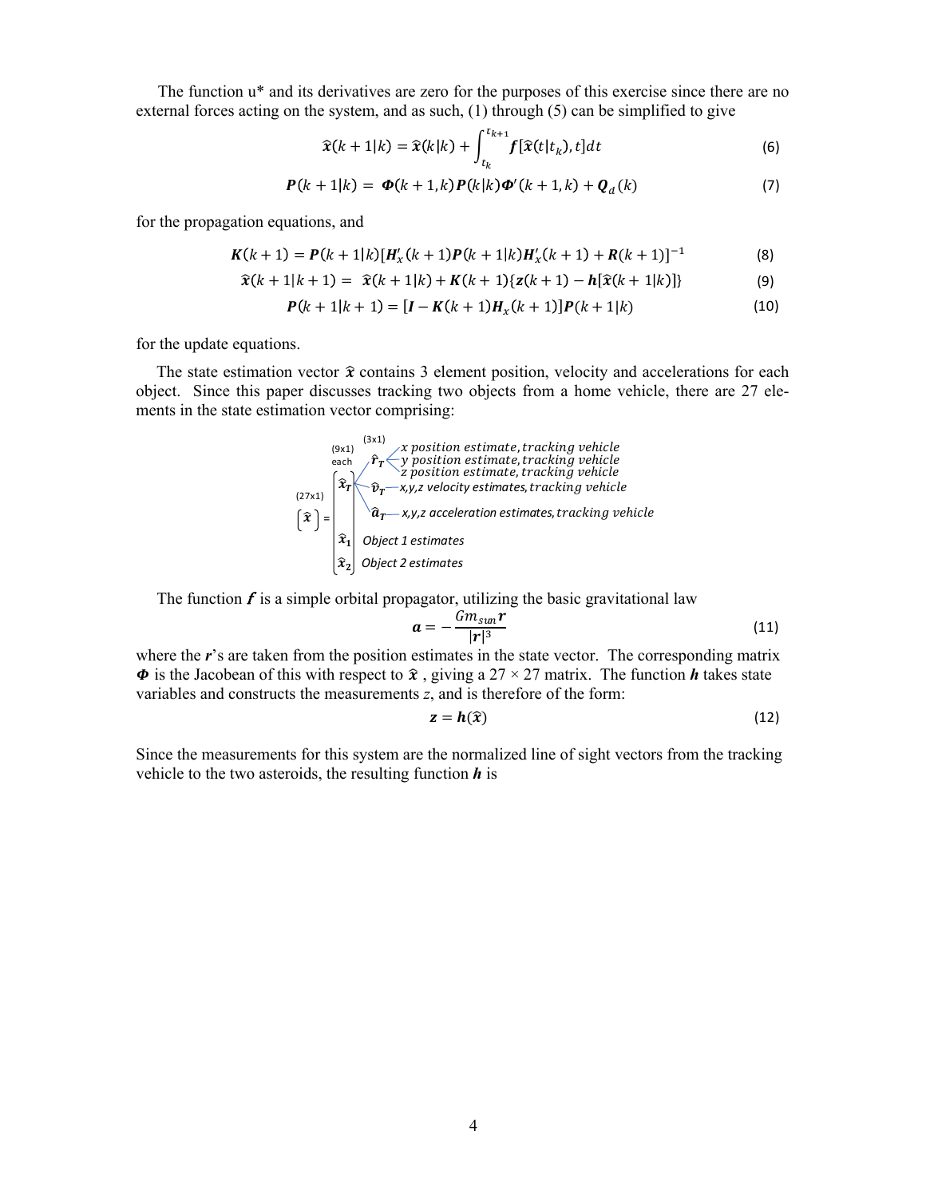The function u* and its derivatives are zero for the purposes of this exercise since there are no external forces acting on the system, and as such, (1) through (5) can be simplified to give

$$\hat{\boldsymbol{x}}(k+1|k) = \hat{\boldsymbol{x}}(k|k) + \int_{t_k}^{t_{k+1}} \boldsymbol{f}[\hat{\boldsymbol{x}}(t|t_k), t]dt \tag{6}$$

$$\boldsymbol{P}(k+1|k) = \boldsymbol{\Phi}(k+1,k)\boldsymbol{P}(k|k)\boldsymbol{\Phi}'(k+1,k) + \boldsymbol{Q}_d(k) \tag{7}$$

for the propagation equations, and

$$\boldsymbol{K}(k+1) = \boldsymbol{P}(k+1|k)[\boldsymbol{H}_x'(k+1)\boldsymbol{P}(k+1|k)\boldsymbol{H}_x'(k+1) + \boldsymbol{R}(k+1)]^{-1} \tag{8}$$

$$\hat{\boldsymbol{x}}(k+1|k+1) = \hat{\boldsymbol{x}}(k+1|k) + \boldsymbol{K}(k+1)\{\boldsymbol{z}(k+1) - \boldsymbol{h}[\hat{\boldsymbol{x}}(k+1|k)]\} \tag{9}$$

$$\boldsymbol{P}(k+1|k+1) = [\boldsymbol{I} - \boldsymbol{K}(k+1)\boldsymbol{H}_x(k+1)]\boldsymbol{P}(k+1|k) \tag{10}$$

for the update equations.

The state estimation vector $\hat{\boldsymbol{x}}$ contains 3 element position, velocity and accelerations for each object. Since this paper discusses tracking two objects from a home vehicle, there are 27 elements in the state estimation vector comprising:

$$\underset{(27\times1)}{[\hat{\boldsymbol{x}}]} = \begin{bmatrix} \underset{(9\times1)\text{ each}}{\hat{\boldsymbol{x}}_T} \\ \hat{\boldsymbol{x}}_1 \\ \hat{\boldsymbol{x}}_2 \end{bmatrix}$$

- $\hat{\boldsymbol{x}}_T$:
  - $\hat{\boldsymbol{r}}_T$ (3x1): *x position estimate, tracking vehicle*; *y position estimate, tracking vehicle*; *z position estimate, tracking vehicle*
  - $\hat{\boldsymbol{v}}_T$: *x,y,z velocity estimates, tracking vehicle*
  - $\hat{\boldsymbol{a}}_T$: *x,y,z acceleration estimates, tracking vehicle*
- $\hat{\boldsymbol{x}}_1$: *Object 1 estimates*
- $\hat{\boldsymbol{x}}_2$: *Object 2 estimates*

The function $\boldsymbol{f}$ is a simple orbital propagator, utilizing the basic gravitational law

$$\boldsymbol{a} = -\frac{Gm_{sun}\boldsymbol{r}}{|\boldsymbol{r}|^3} \tag{11}$$

where the $\boldsymbol{r}$'s are taken from the position estimates in the state vector. The corresponding matrix $\boldsymbol{\Phi}$ is the Jacobean of this with respect to $\hat{\boldsymbol{x}}$, giving a $27 \times 27$ matrix. The function $\boldsymbol{h}$ takes state variables and constructs the measurements $z$, and is therefore of the form:

$$\boldsymbol{z} = \boldsymbol{h}(\hat{\boldsymbol{x}}) \tag{12}$$

Since the measurements for this system are the normalized line of sight vectors from the tracking vehicle to the two asteroids, the resulting function $\boldsymbol{h}$ is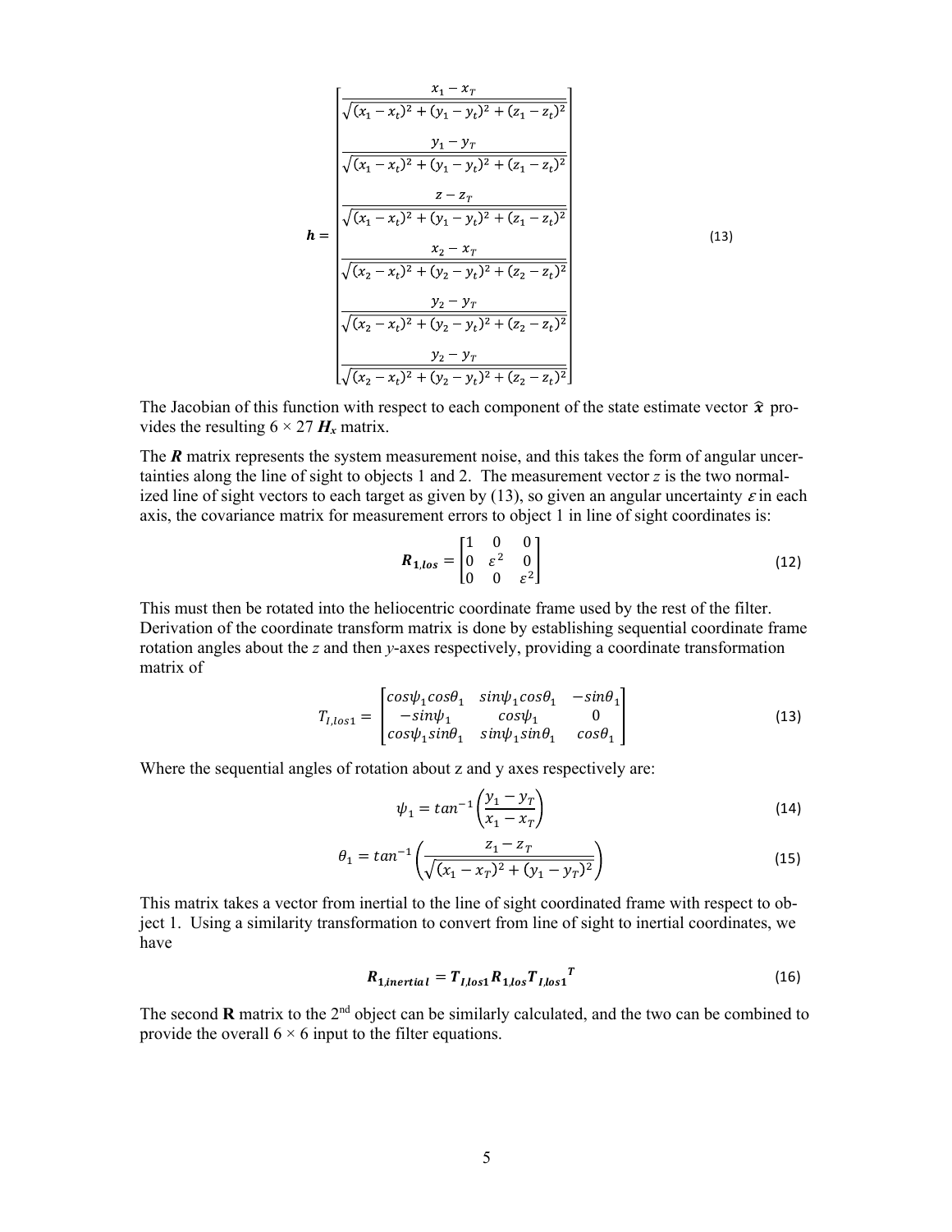$$
\boldsymbol{h} = \begin{bmatrix} \frac{x_1 - x_T}{\sqrt{(x_1 - x_t)^2 + (y_1 - y_t)^2 + (z_1 - z_t)^2}} \\ \frac{y_1 - y_T}{\sqrt{(x_1 - x_t)^2 + (y_1 - y_t)^2 + (z_1 - z_t)^2}} \\ \frac{z - z_T}{\sqrt{(x_1 - x_t)^2 + (y_1 - y_t)^2 + (z_1 - z_t)^2}} \\ \frac{x_2 - x_T}{\sqrt{(x_2 - x_t)^2 + (y_2 - y_t)^2 + (z_2 - z_t)^2}} \\ \frac{y_2 - y_T}{\sqrt{(x_2 - x_t)^2 + (y_2 - y_t)^2 + (z_2 - z_t)^2}} \\ \frac{y_2 - y_T}{\sqrt{(x_2 - x_t)^2 + (y_2 - y_t)^2 + (z_2 - z_t)^2}} \end{bmatrix} \tag{13}
$$

The Jacobian of this function with respect to each component of the state estimate vector $\hat{\boldsymbol{x}}$ provides the resulting $6 \times 27$ $\boldsymbol{H}_x$ matrix.

The $\boldsymbol{R}$ matrix represents the system measurement noise, and this takes the form of angular uncertainties along the line of sight to objects 1 and 2. The measurement vector $z$ is the two normalized line of sight vectors to each target as given by (13), so given an angular uncertainty $\varepsilon$ in each axis, the covariance matrix for measurement errors to object 1 in line of sight coordinates is:

$$
\boldsymbol{R}_{\boldsymbol{1},\boldsymbol{los}} = \begin{bmatrix} 1 & 0 & 0 \\ 0 & \varepsilon^2 & 0 \\ 0 & 0 & \varepsilon^2 \end{bmatrix} \tag{12}
$$

This must then be rotated into the heliocentric coordinate frame used by the rest of the filter. Derivation of the coordinate transform matrix is done by establishing sequential coordinate frame rotation angles about the $z$ and then $y$-axes respectively, providing a coordinate transformation matrix of

$$
T_{I,los1} = \begin{bmatrix} cos\psi_1 cos\theta_1 & sin\psi_1 cos\theta_1 & -sin\theta_1 \\ -sin\psi_1 & cos\psi_1 & 0 \\ cos\psi_1 sin\theta_1 & sin\psi_1 sin\theta_1 & cos\theta_1 \end{bmatrix} \tag{13}
$$

Where the sequential angles of rotation about z and y axes respectively are:

$$
\psi_1 = tan^{-1}\left(\frac{y_1 - y_T}{x_1 - x_T}\right) \tag{14}
$$

$$
\theta_1 = tan^{-1}\left(\frac{z_1 - z_T}{\sqrt{(x_1 - x_T)^2 + (y_1 - y_T)^2}}\right) \tag{15}
$$

This matrix takes a vector from inertial to the line of sight coordinated frame with respect to object 1. Using a similarity transformation to convert from line of sight to inertial coordinates, we have

$$
\boldsymbol{R}_{\boldsymbol{1},\boldsymbol{inertial}} = \boldsymbol{T}_{\boldsymbol{I},\boldsymbol{los1}} \boldsymbol{R}_{\boldsymbol{1},\boldsymbol{los}} {\boldsymbol{T}_{\boldsymbol{I},\boldsymbol{los1}}}^{\boldsymbol{T}} \tag{16}
$$

The second **R** matrix to the 2nd object can be similarly calculated, and the two can be combined to provide the overall $6 \times 6$ input to the filter equations.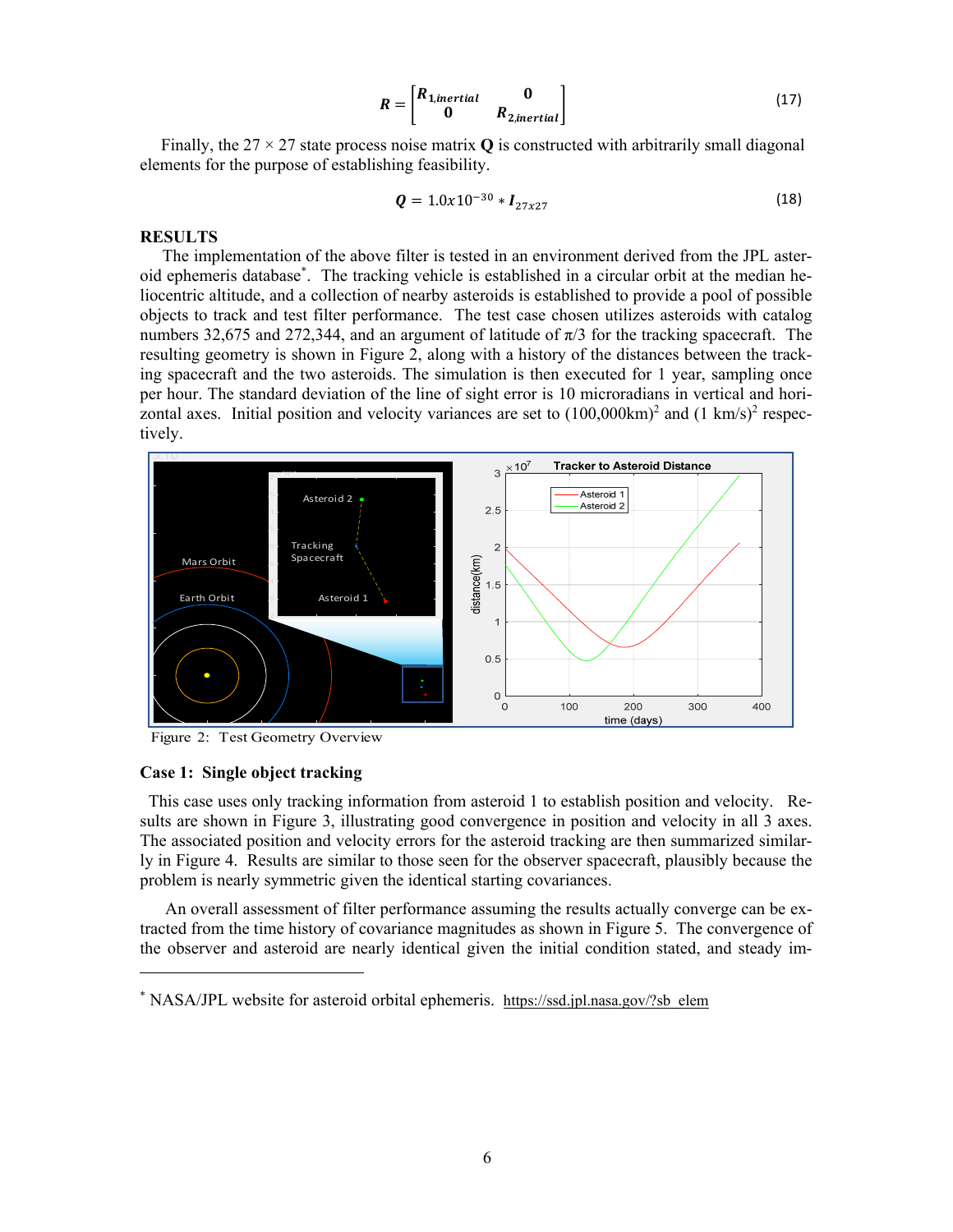$$
\boldsymbol{R} = \begin{bmatrix} \boldsymbol{R}_{1,inertial} & \boldsymbol{0} \\ \boldsymbol{0} & \boldsymbol{R}_{2,inertial} \end{bmatrix} \tag{17}
$$

Finally, the $27 \times 27$ state process noise matrix $\mathbf{Q}$ is constructed with arbitrarily small diagonal elements for the purpose of establishing feasibility.

$$
\boldsymbol{Q} = 1.0x10^{-30} * \boldsymbol{I}_{27x27} \tag{18}
$$

## RESULTS

The implementation of the above filter is tested in an environment derived from the JPL asteroid ephemeris database*. The tracking vehicle is established in a circular orbit at the median heliocentric altitude, and a collection of nearby asteroids is established to provide a pool of possible objects to track and test filter performance. The test case chosen utilizes asteroids with catalog numbers 32,675 and 272,344, and an argument of latitude of $\pi/3$ for the tracking spacecraft. The resulting geometry is shown in Figure 2, along with a history of the distances between the tracking spacecraft and the two asteroids. The simulation is then executed for 1 year, sampling once per hour. The standard deviation of the line of sight error is 10 microradians in vertical and horizontal axes. Initial position and velocity variances are set to $(100{,}000\text{km})^2$ and $(1\text{ km/s})^2$ respectively.

Figure 2: Test Geometry Overview

### Case 1: Single object tracking

This case uses only tracking information from asteroid 1 to establish position and velocity. Results are shown in Figure 3, illustrating good convergence in position and velocity in all 3 axes. The associated position and velocity errors for the asteroid tracking are then summarized similarly in Figure 4. Results are similar to those seen for the observer spacecraft, plausibly because the problem is nearly symmetric given the identical starting covariances.

An overall assessment of filter performance assuming the results actually converge can be extracted from the time history of covariance magnitudes as shown in Figure 5. The convergence of the observer and asteroid are nearly identical given the initial condition stated, and steady im-

---

* NASA/JPL website for asteroid orbital ephemeris. https://ssd.jpl.nasa.gov/?sb_elem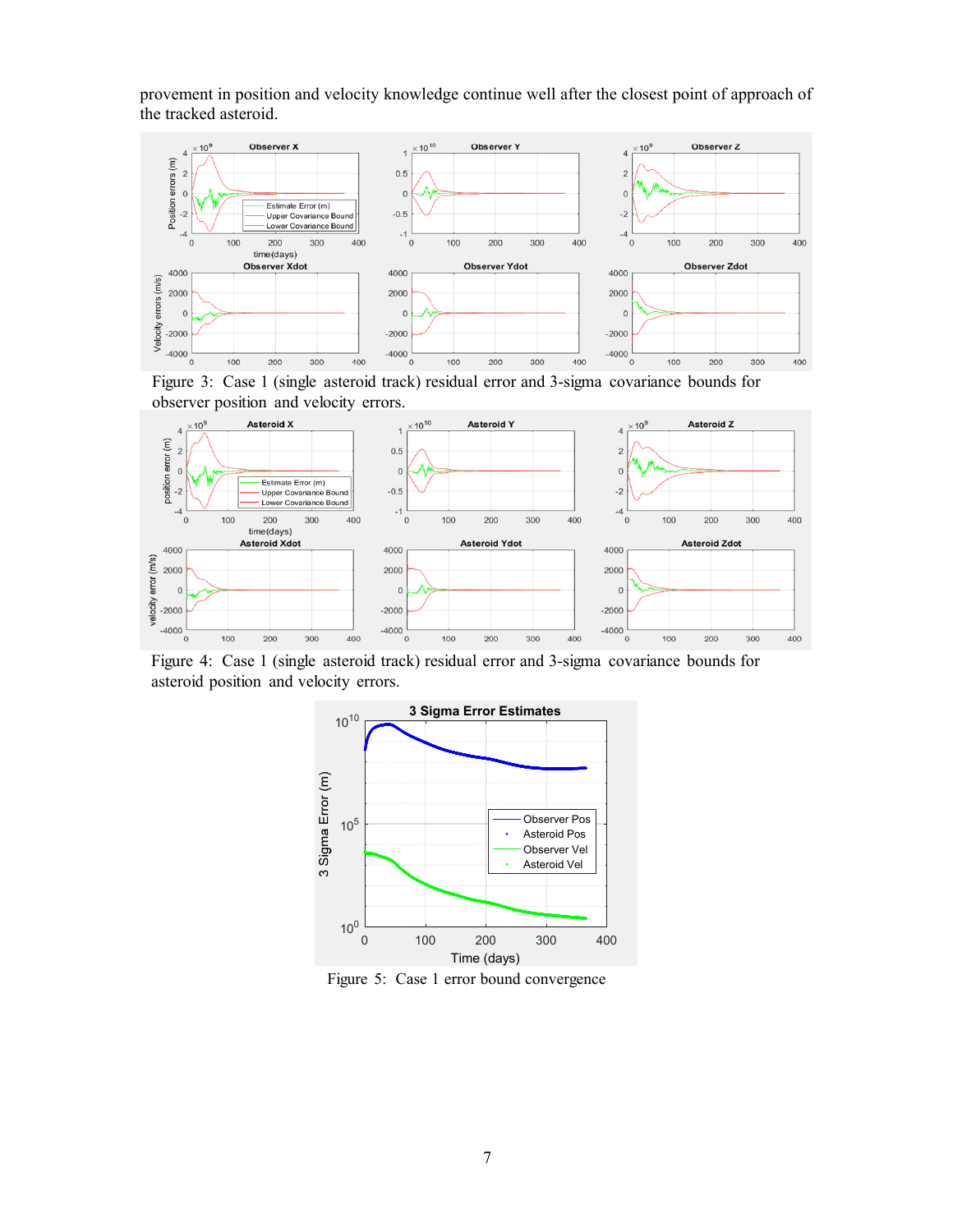provement in position and velocity knowledge continue well after the closest point of approach of the tracked asteroid.

Figure 3: Case 1 (single asteroid track) residual error and 3-sigma covariance bounds for observer position and velocity errors.

Figure 4: Case 1 (single asteroid track) residual error and 3-sigma covariance bounds for asteroid position and velocity errors.

Figure 5: Case 1 error bound convergence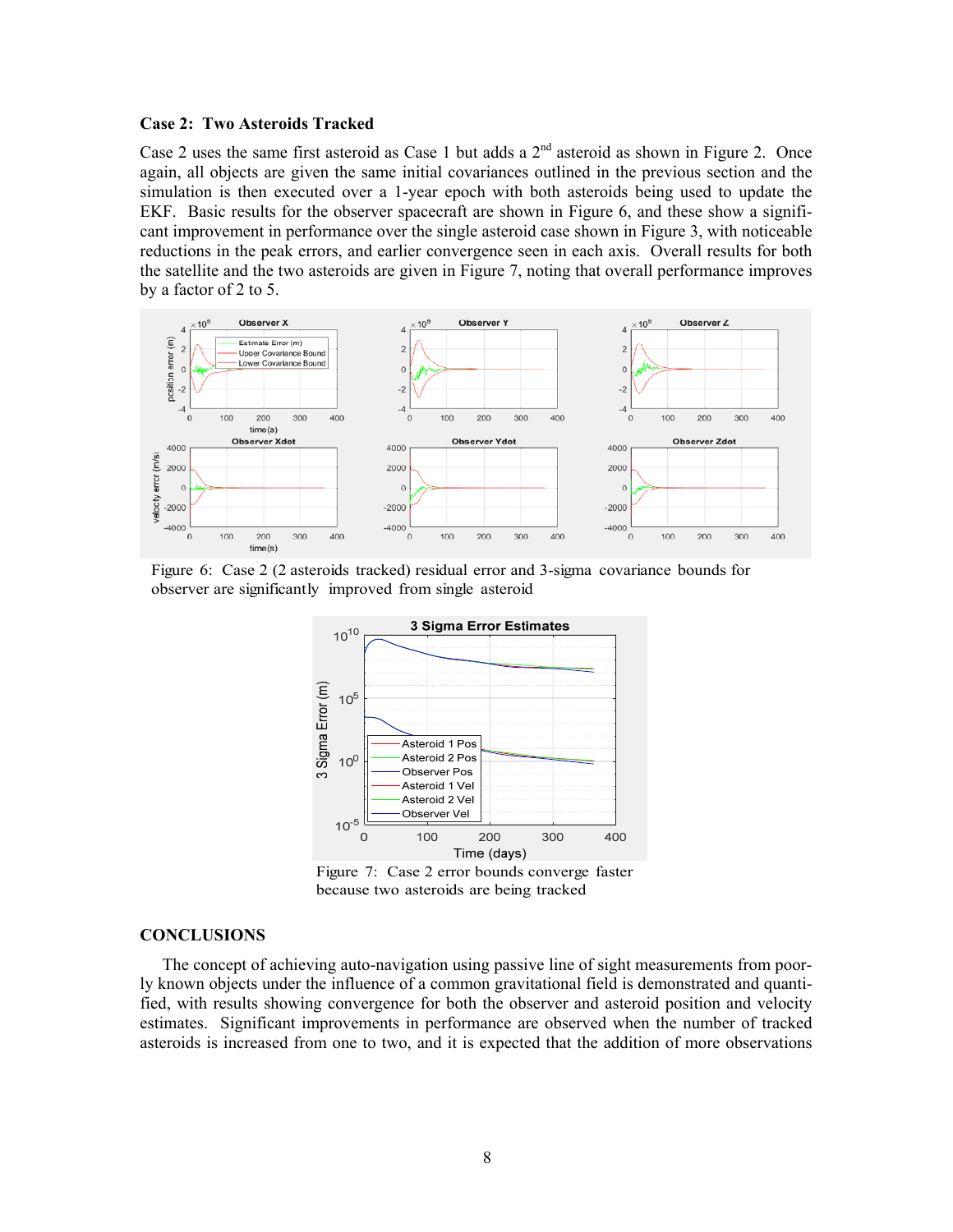**Case 2: Two Asteroids Tracked**

Case 2 uses the same first asteroid as Case 1 but adds a 2nd asteroid as shown in Figure 2. Once again, all objects are given the same initial covariances outlined in the previous section and the simulation is then executed over a 1-year epoch with both asteroids being used to update the EKF. Basic results for the observer spacecraft are shown in Figure 6, and these show a significant improvement in performance over the single asteroid case shown in Figure 3, with noticeable reductions in the peak errors, and earlier convergence seen in each axis. Overall results for both the satellite and the two asteroids are given in Figure 7, noting that overall performance improves by a factor of 2 to 5.

Figure 6: Case 2 (2 asteroids tracked) residual error and 3-sigma covariance bounds for observer are significantly improved from single asteroid

Figure 7: Case 2 error bounds converge faster because two asteroids are being tracked

## CONCLUSIONS

The concept of achieving auto-navigation using passive line of sight measurements from poorly known objects under the influence of a common gravitational field is demonstrated and quantified, with results showing convergence for both the observer and asteroid position and velocity estimates. Significant improvements in performance are observed when the number of tracked asteroids is increased from one to two, and it is expected that the addition of more observations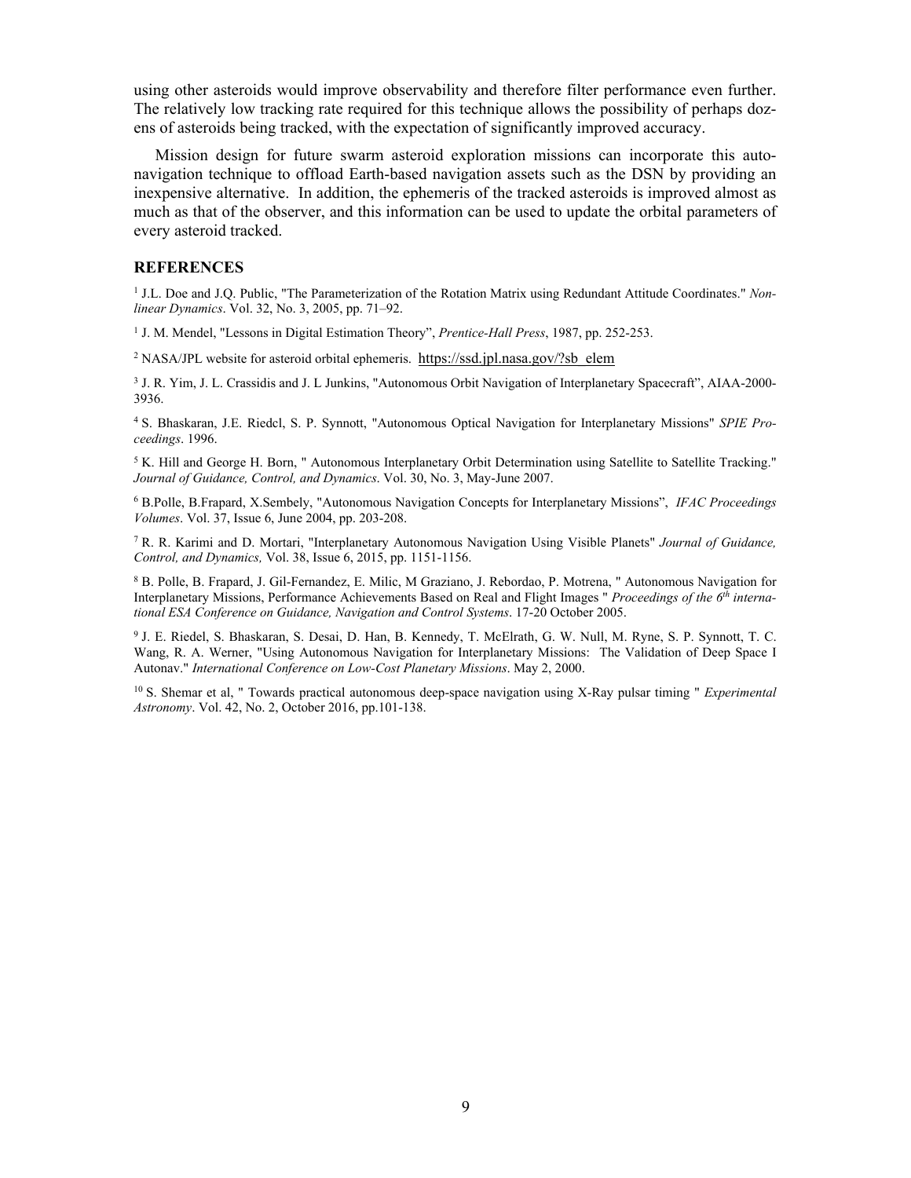using other asteroids would improve observability and therefore filter performance even further. The relatively low tracking rate required for this technique allows the possibility of perhaps dozens of asteroids being tracked, with the expectation of significantly improved accuracy.

Mission design for future swarm asteroid exploration missions can incorporate this autonavigation technique to offload Earth-based navigation assets such as the DSN by providing an inexpensive alternative. In addition, the ephemeris of the tracked asteroids is improved almost as much as that of the observer, and this information can be used to update the orbital parameters of every asteroid tracked.

## REFERENCES

[1] J.L. Doe and J.Q. Public, "The Parameterization of the Rotation Matrix using Redundant Attitude Coordinates." *Nonlinear Dynamics*. Vol. 32, No. 3, 2005, pp. 71–92.

[1] J. M. Mendel, "Lessons in Digital Estimation Theory", *Prentice-Hall Press*, 1987, pp. 252-253.

[2] NASA/JPL website for asteroid orbital ephemeris. https://ssd.jpl.nasa.gov/?sb_elem

[3] J. R. Yim, J. L. Crassidis and J. L Junkins, "Autonomous Orbit Navigation of Interplanetary Spacecraft", AIAA-2000-3936.

[4] S. Bhaskaran, J.E. Riedcl, S. P. Synnott, "Autonomous Optical Navigation for Interplanetary Missions" *SPIE Proceedings*. 1996.

[5] K. Hill and George H. Born, " Autonomous Interplanetary Orbit Determination using Satellite to Satellite Tracking." *Journal of Guidance, Control, and Dynamics*. Vol. 30, No. 3, May-June 2007.

[6] B.Polle, B.Frapard, X.Sembely, "Autonomous Navigation Concepts for Interplanetary Missions", *IFAC Proceedings Volumes*. Vol. 37, Issue 6, June 2004, pp. 203-208.

[7] R. R. Karimi and D. Mortari, "Interplanetary Autonomous Navigation Using Visible Planets" *Journal of Guidance, Control, and Dynamics,* Vol. 38, Issue 6, 2015, pp. 1151-1156.

[8] B. Polle, B. Frapard, J. Gil-Fernandez, E. Milic, M Graziano, J. Rebordao, P. Motrena, " Autonomous Navigation for Interplanetary Missions, Performance Achievements Based on Real and Flight Images " *Proceedings of the 6th international ESA Conference on Guidance, Navigation and Control Systems*. 17-20 October 2005.

[9] J. E. Riedel, S. Bhaskaran, S. Desai, D. Han, B. Kennedy, T. McElrath, G. W. Null, M. Ryne, S. P. Synnott, T. C. Wang, R. A. Werner, "Using Autonomous Navigation for Interplanetary Missions: The Validation of Deep Space I Autonav." *International Conference on Low-Cost Planetary Missions*. May 2, 2000.

[10] S. Shemar et al, " Towards practical autonomous deep-space navigation using X-Ray pulsar timing " *Experimental Astronomy*. Vol. 42, No. 2, October 2016, pp.101-138.